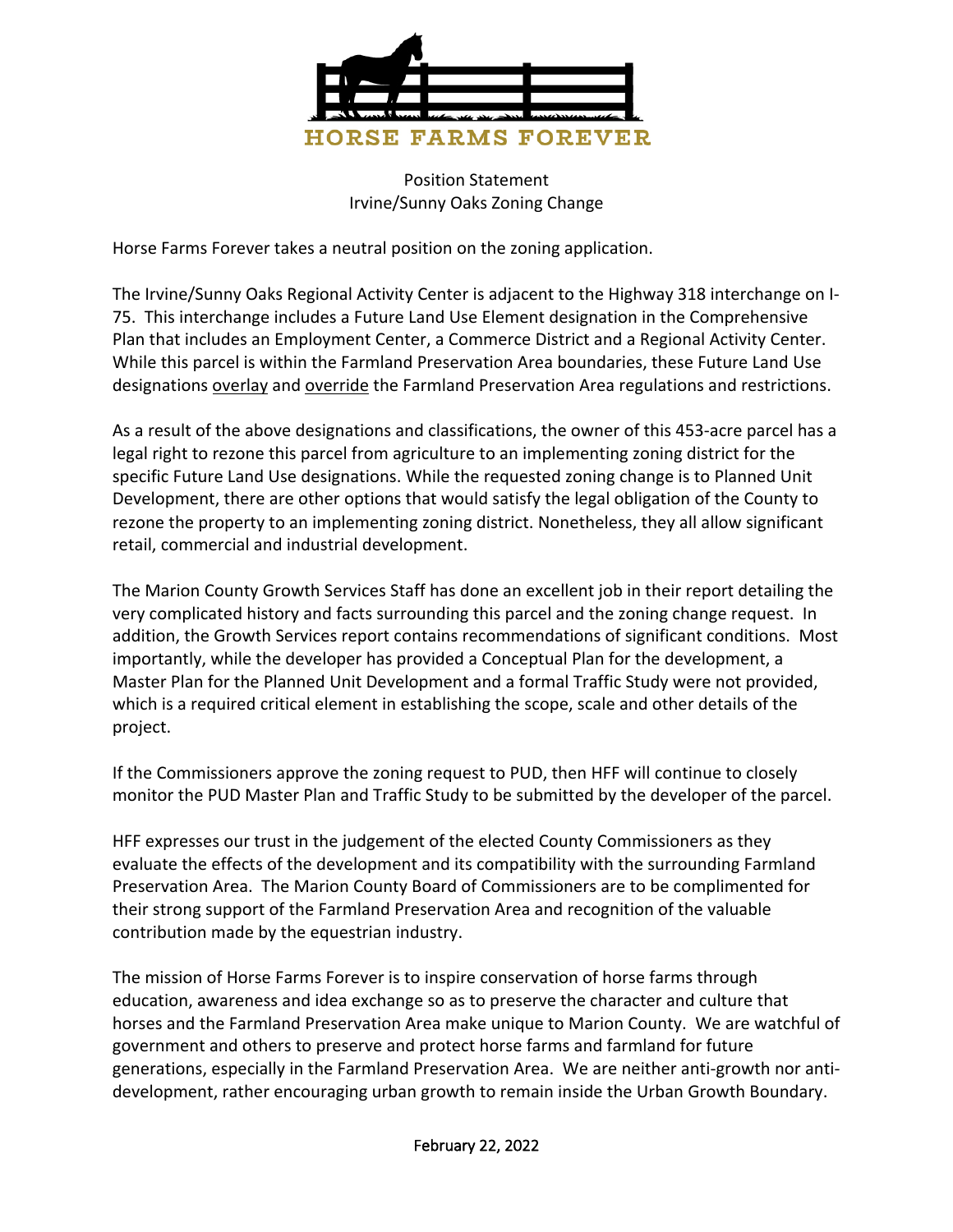# HORSE FARMS FOREVER

Position Statement
Irvine/Sunny Oaks Zoning Change

Horse Farms Forever takes a neutral position on the zoning application.

The Irvine/Sunny Oaks Regional Activity Center is adjacent to the Highway 318 interchange on I-75. This interchange includes a Future Land Use Element designation in the Comprehensive Plan that includes an Employment Center, a Commerce District and a Regional Activity Center. While this parcel is within the Farmland Preservation Area boundaries, these Future Land Use designations <u>overlay</u> and <u>override</u> the Farmland Preservation Area regulations and restrictions.

As a result of the above designations and classifications, the owner of this 453-acre parcel has a legal right to rezone this parcel from agriculture to an implementing zoning district for the specific Future Land Use designations. While the requested zoning change is to Planned Unit Development, there are other options that would satisfy the legal obligation of the County to rezone the property to an implementing zoning district. Nonetheless, they all allow significant retail, commercial and industrial development.

The Marion County Growth Services Staff has done an excellent job in their report detailing the very complicated history and facts surrounding this parcel and the zoning change request. In addition, the Growth Services report contains recommendations of significant conditions. Most importantly, while the developer has provided a Conceptual Plan for the development, a Master Plan for the Planned Unit Development and a formal Traffic Study were not provided, which is a required critical element in establishing the scope, scale and other details of the project.

If the Commissioners approve the zoning request to PUD, then HFF will continue to closely monitor the PUD Master Plan and Traffic Study to be submitted by the developer of the parcel.

HFF expresses our trust in the judgement of the elected County Commissioners as they evaluate the effects of the development and its compatibility with the surrounding Farmland Preservation Area. The Marion County Board of Commissioners are to be complimented for their strong support of the Farmland Preservation Area and recognition of the valuable contribution made by the equestrian industry.

The mission of Horse Farms Forever is to inspire conservation of horse farms through education, awareness and idea exchange so as to preserve the character and culture that horses and the Farmland Preservation Area make unique to Marion County. We are watchful of government and others to preserve and protect horse farms and farmland for future generations, especially in the Farmland Preservation Area. We are neither anti-growth nor anti-development, rather encouraging urban growth to remain inside the Urban Growth Boundary.

February 22, 2022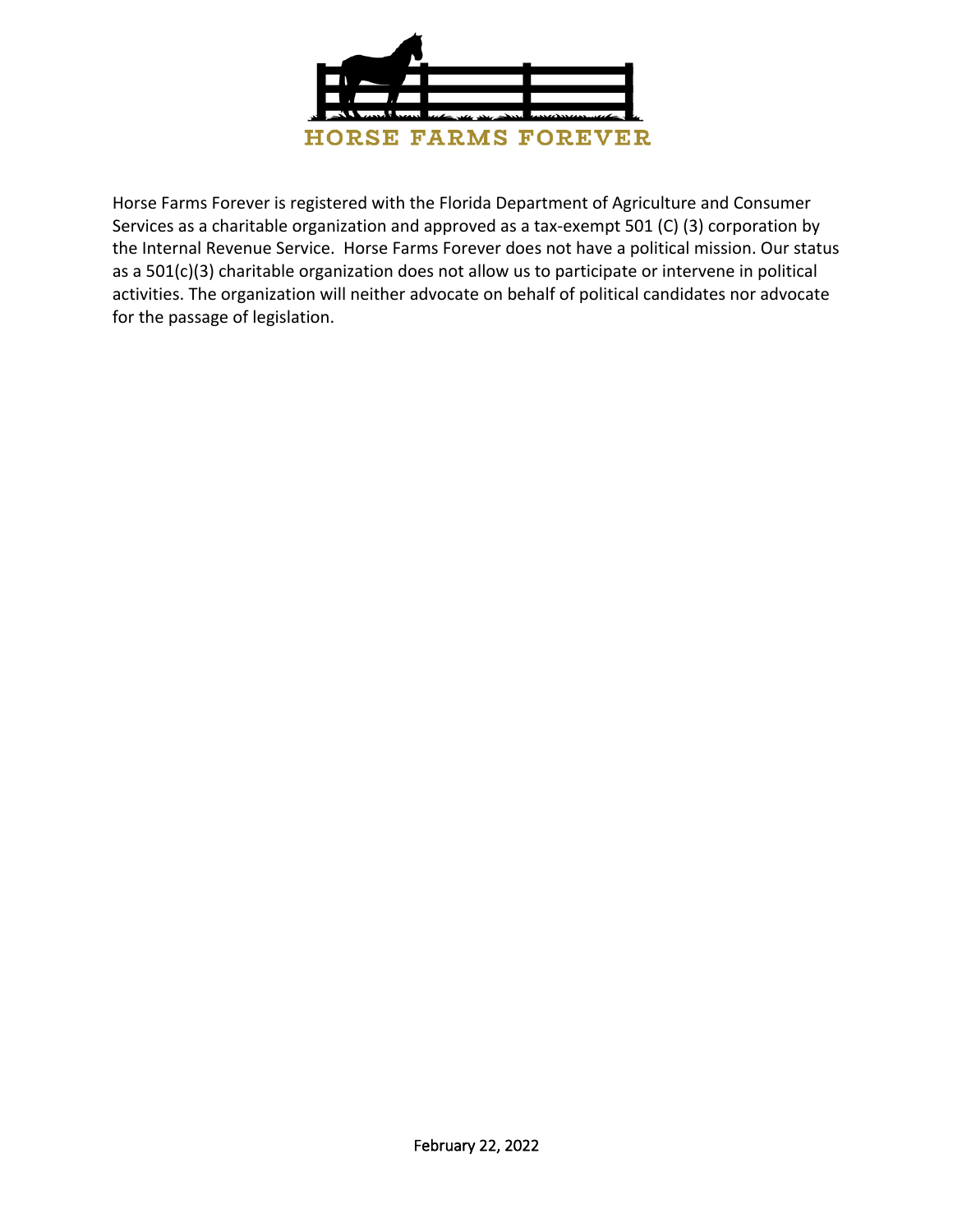HORSE FARMS FOREVER

Horse Farms Forever is registered with the Florida Department of Agriculture and Consumer Services as a charitable organization and approved as a tax-exempt 501 (C) (3) corporation by the Internal Revenue Service. Horse Farms Forever does not have a political mission. Our status as a 501(c)(3) charitable organization does not allow us to participate or intervene in political activities. The organization will neither advocate on behalf of political candidates nor advocate for the passage of legislation.

February 22, 2022